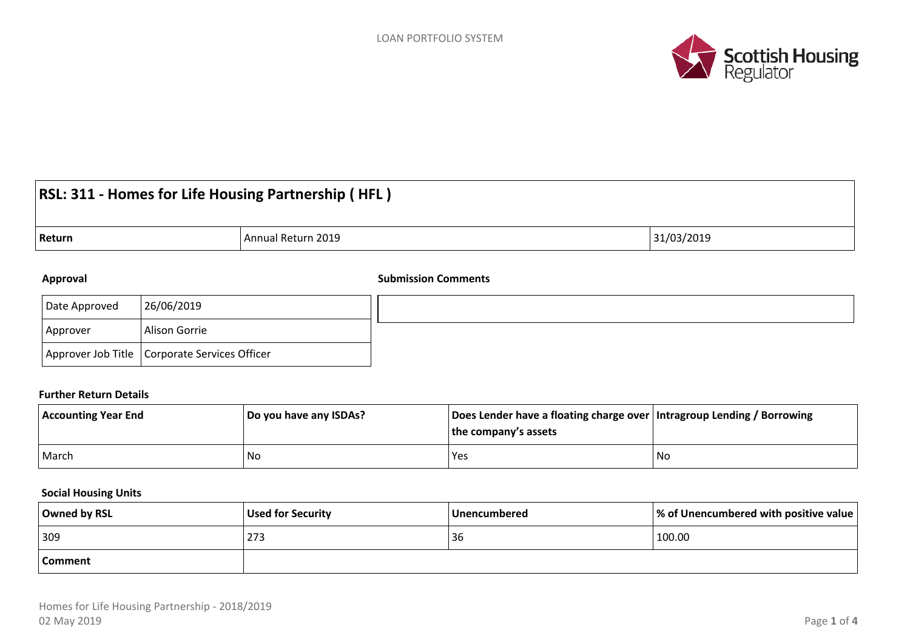# RSL: 311 - Homes for Life Housing Partnership ( HFL )

| Return | Annual Return 2019 | 31/03/2019 |
|---|---|---|

### Approval

| Date Approved | 26/06/2019 |
|---|---|
| Approver | Alison Gorrie |
| Approver Job Title | Corporate Services Officer |

### Submission Comments

### Further Return Details

| Accounting Year End | Do you have any ISDAs? | Does Lender have a floating charge over the company's assets | Intragroup Lending / Borrowing |
|---|---|---|---|
| March | No | Yes | No |

### Social Housing Units

| Owned by RSL | Used for Security | Unencumbered | % of Unencumbered with positive value |
|---|---|---|---|
| 309 | 273 | 36 | 100.00 |
| **Comment** | | | |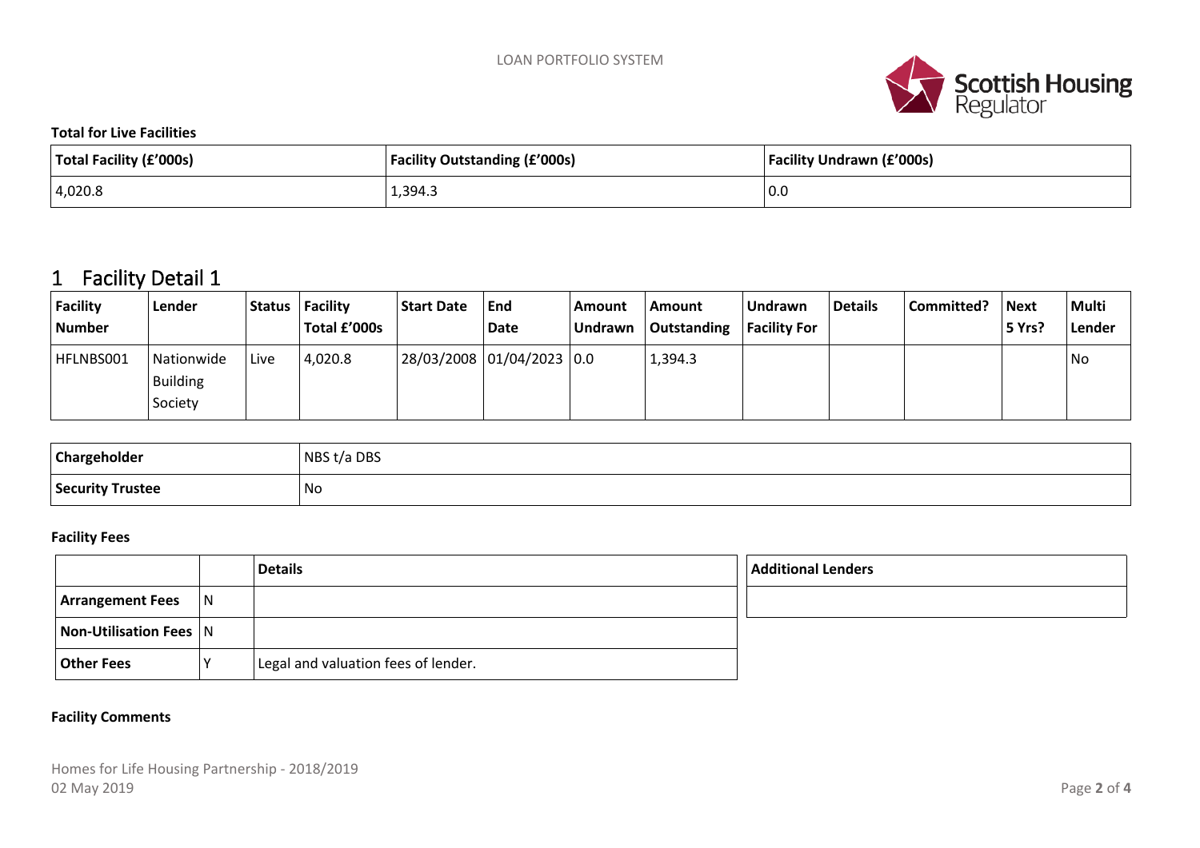**Total for Live Facilities**

| Total Facility (£'000s) | Facility Outstanding (£'000s) | Facility Undrawn (£'000s) |
|---|---|---|
| 4,020.8 | 1,394.3 | 0.0 |

# 1 Facility Detail 1

| Facility Number | Lender | Status | Facility Total £'000s | Start Date | End Date | Amount Undrawn | Amount Outstanding | Undrawn Facility For | Details | Committed? | Next 5 Yrs? | Multi Lender |
|---|---|---|---|---|---|---|---|---|---|---|---|---|
| HFLNBS001 | Nationwide Building Society | Live | 4,020.8 | 28/03/2008 | 01/04/2023 | 0.0 | 1,394.3 | | | | | No |

| Chargeholder | NBS t/a DBS |
|---|---|
| Security Trustee | No |

**Facility Fees**

| | | Details |
|---|---|---|
| Arrangement Fees | N | |
| Non-Utilisation Fees | N | |
| Other Fees | Y | Legal and valuation fees of lender. |

| Additional Lenders |
|---|
| |

**Facility Comments**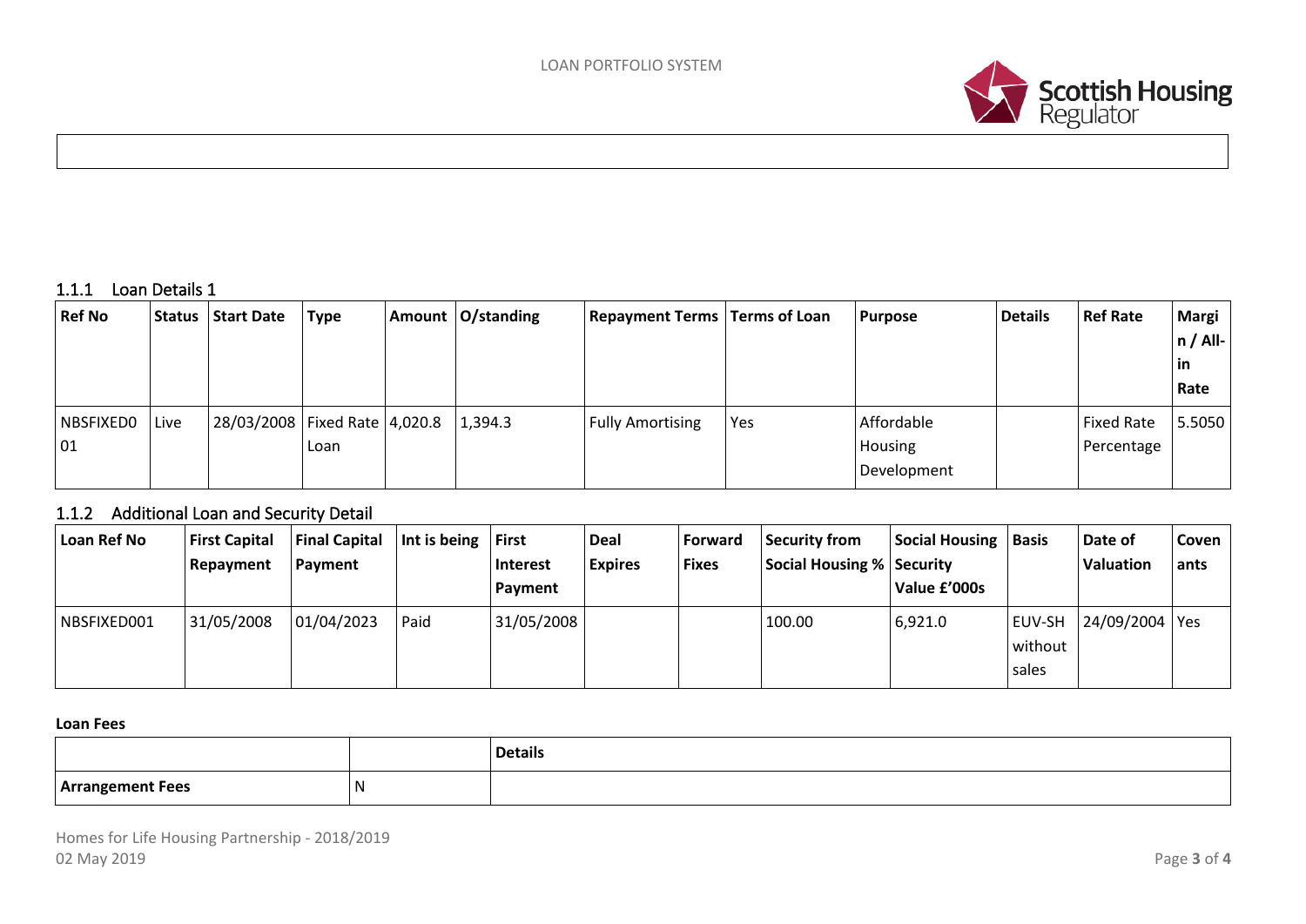### 1.1.1 Loan Details 1

| Ref No | Status | Start Date | Type | Amount | O/standing | Repayment Terms | Terms of Loan | Purpose | Details | Ref Rate | Margin / All-in Rate |
|---|---|---|---|---|---|---|---|---|---|---|---|
| NBSFIXED001 | Live | 28/03/2008 | Fixed Rate Loan | 4,020.8 | 1,394.3 | Fully Amortising | Yes | Affordable Housing Development | | Fixed Rate Percentage | 5.5050 |

### 1.1.2 Additional Loan and Security Detail

| Loan Ref No | First Capital Repayment | Final Capital Payment | Int is being | First Interest Payment | Deal Expires | Forward Fixes | Security from Social Housing % | Social Housing Security Value £'000s | Basis | Date of Valuation | Covenants |
|---|---|---|---|---|---|---|---|---|---|---|---|
| NBSFIXED001 | 31/05/2008 | 01/04/2023 | Paid | 31/05/2008 | | | 100.00 | 6,921.0 | EUV-SH without sales | 24/09/2004 | Yes |

**Loan Fees**

| | | Details |
|---|---|---|
| **Arrangement Fees** | N | |

Homes for Life Housing Partnership - 2018/2019
02 May 2019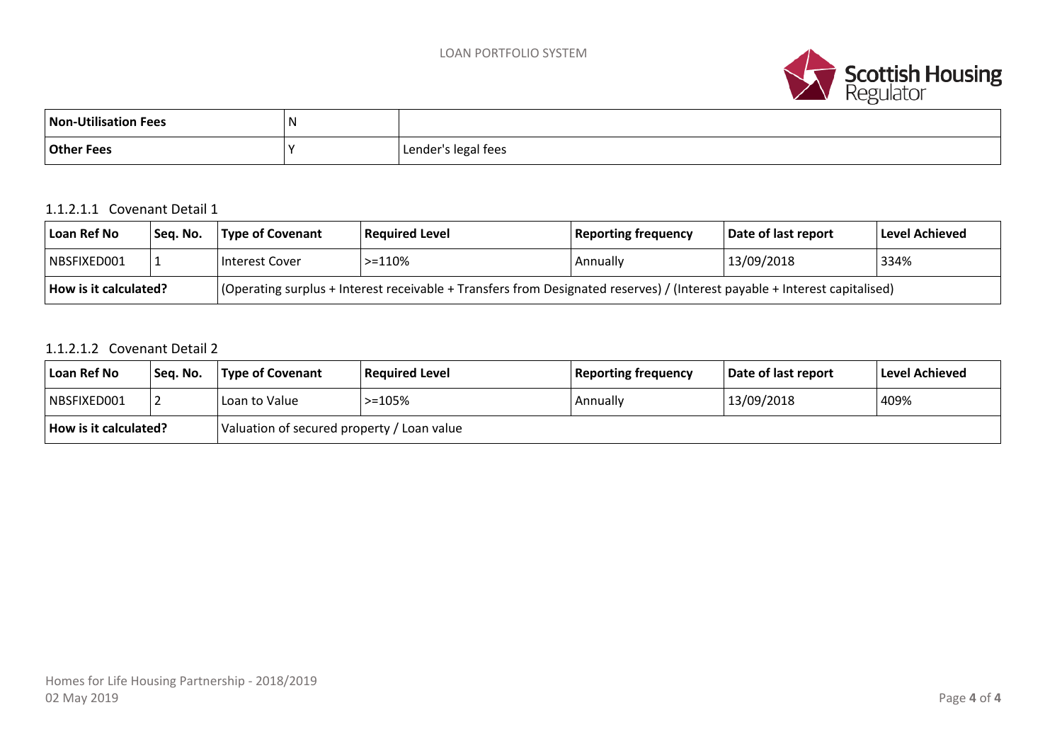| | | |
|---|---|---|
| **Non-Utilisation Fees** | N | |
| **Other Fees** | Y | Lender's legal fees |

#### 1.1.2.1.1 Covenant Detail 1

| Loan Ref No | Seq. No. | Type of Covenant | Required Level | Reporting frequency | Date of last report | Level Achieved |
|---|---|---|---|---|---|---|
| NBSFIXED001 | 1 | Interest Cover | >=110% | Annually | 13/09/2018 | 334% |
| **How is it calculated?** | | (Operating surplus + Interest receivable + Transfers from Designated reserves) / (Interest payable + Interest capitalised) | | | | |

#### 1.1.2.1.2 Covenant Detail 2

| Loan Ref No | Seq. No. | Type of Covenant | Required Level | Reporting frequency | Date of last report | Level Achieved |
|---|---|---|---|---|---|---|
| NBSFIXED001 | 2 | Loan to Value | >=105% | Annually | 13/09/2018 | 409% |
| **How is it calculated?** | | Valuation of secured property / Loan value | | | | |